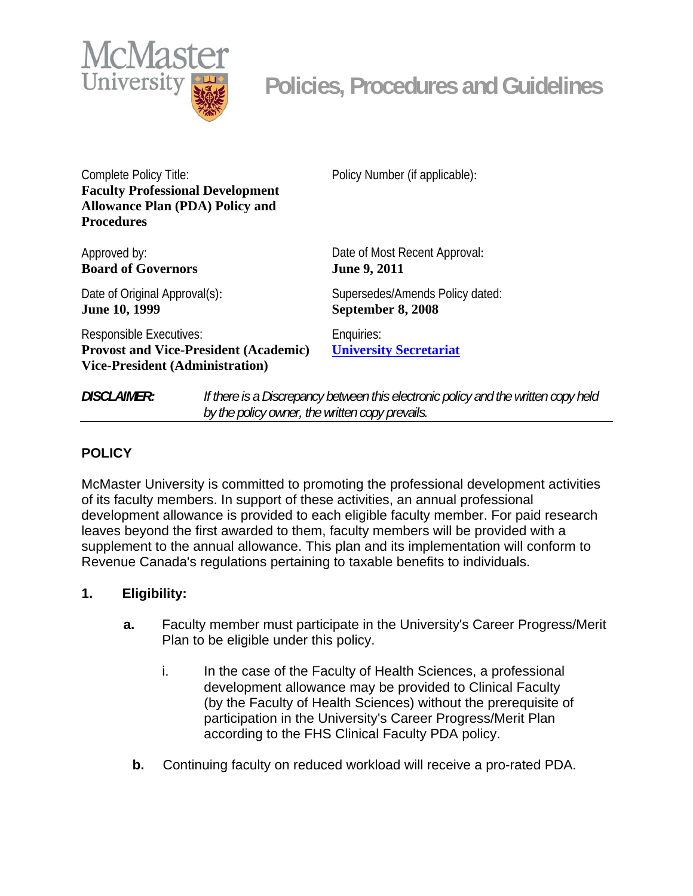# Policies, Procedures and Guidelines

| | |
|---|---|
| Complete Policy Title:<br>**Faculty Professional Development Allowance Plan (PDA) Policy and Procedures** | Policy Number (if applicable): |
| Approved by:<br>**Board of Governors** | Date of Most Recent Approval:<br>**June 9, 2011** |
| Date of Original Approval(s):<br>**June 10, 1999** | Supersedes/Amends Policy dated:<br>**September 8, 2008** |
| Responsible Executives:<br>**Provost and Vice-President (Academic)**<br>**Vice-President (Administration)** | Enquiries:<br>**University Secretariat** |

***DISCLAIMER:*** *If there is a Discrepancy between this electronic policy and the written copy held by the policy owner, the written copy prevails.*

## POLICY

McMaster University is committed to promoting the professional development activities of its faculty members. In support of these activities, an annual professional development allowance is provided to each eligible faculty member. For paid research leaves beyond the first awarded to them, faculty members will be provided with a supplement to the annual allowance. This plan and its implementation will conform to Revenue Canada's regulations pertaining to taxable benefits to individuals.

### 1. Eligibility:

**a.** Faculty member must participate in the University's Career Progress/Merit Plan to be eligible under this policy.

i. In the case of the Faculty of Health Sciences, a professional development allowance may be provided to Clinical Faculty (by the Faculty of Health Sciences) without the prerequisite of participation in the University's Career Progress/Merit Plan according to the FHS Clinical Faculty PDA policy.

**b.** Continuing faculty on reduced workload will receive a pro-rated PDA.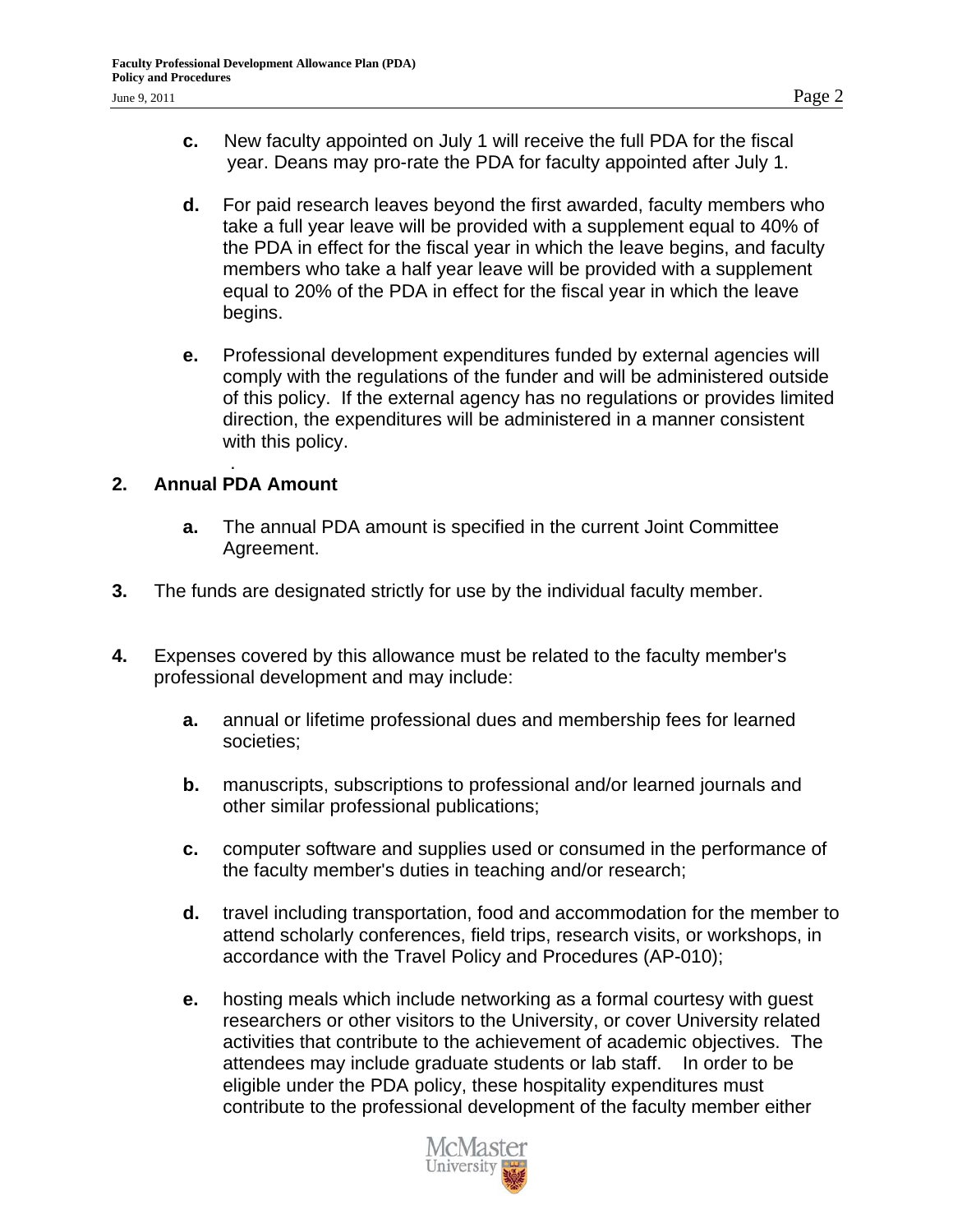c. New faculty appointed on July 1 will receive the full PDA for the fiscal year. Deans may pro-rate the PDA for faculty appointed after July 1.

d. For paid research leaves beyond the first awarded, faculty members who take a full year leave will be provided with a supplement equal to 40% of the PDA in effect for the fiscal year in which the leave begins, and faculty members who take a half year leave will be provided with a supplement equal to 20% of the PDA in effect for the fiscal year in which the leave begins.

e. Professional development expenditures funded by external agencies will comply with the regulations of the funder and will be administered outside of this policy. If the external agency has no regulations or provides limited direction, the expenditures will be administered in a manner consistent with this policy.

**2. Annual PDA Amount**

a. The annual PDA amount is specified in the current Joint Committee Agreement.

**3.** The funds are designated strictly for use by the individual faculty member.

**4.** Expenses covered by this allowance must be related to the faculty member's professional development and may include:

a. annual or lifetime professional dues and membership fees for learned societies;

b. manuscripts, subscriptions to professional and/or learned journals and other similar professional publications;

c. computer software and supplies used or consumed in the performance of the faculty member's duties in teaching and/or research;

d. travel including transportation, food and accommodation for the member to attend scholarly conferences, field trips, research visits, or workshops, in accordance with the Travel Policy and Procedures (AP-010);

e. hosting meals which include networking as a formal courtesy with guest researchers or other visitors to the University, or cover University related activities that contribute to the achievement of academic objectives. The attendees may include graduate students or lab staff. In order to be eligible under the PDA policy, these hospitality expenditures must contribute to the professional development of the faculty member either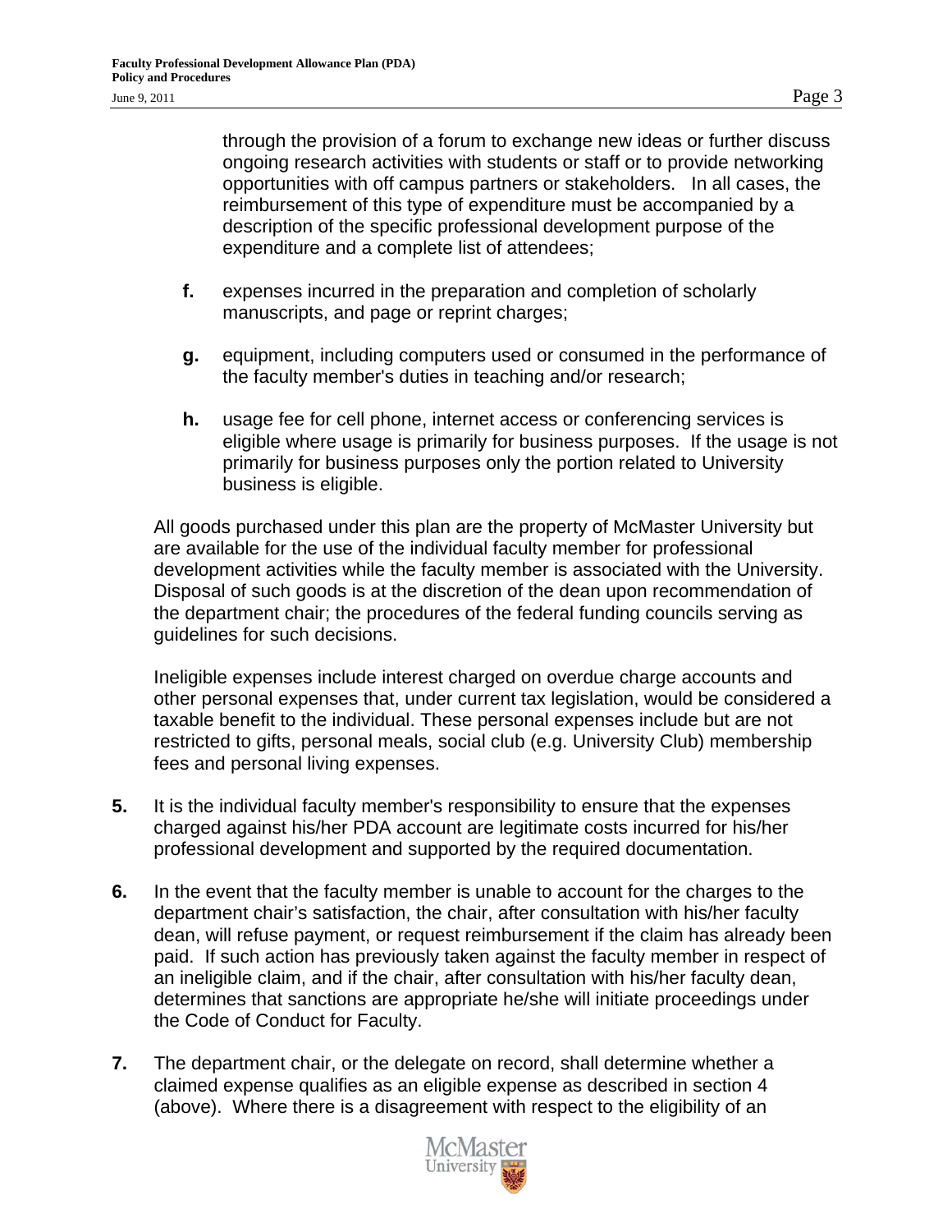through the provision of a forum to exchange new ideas or further discuss ongoing research activities with students or staff or to provide networking opportunities with off campus partners or stakeholders. In all cases, the reimbursement of this type of expenditure must be accompanied by a description of the specific professional development purpose of the expenditure and a complete list of attendees;

**f.** expenses incurred in the preparation and completion of scholarly manuscripts, and page or reprint charges;

**g.** equipment, including computers used or consumed in the performance of the faculty member's duties in teaching and/or research;

**h.** usage fee for cell phone, internet access or conferencing services is eligible where usage is primarily for business purposes. If the usage is not primarily for business purposes only the portion related to University business is eligible.

All goods purchased under this plan are the property of McMaster University but are available for the use of the individual faculty member for professional development activities while the faculty member is associated with the University. Disposal of such goods is at the discretion of the dean upon recommendation of the department chair; the procedures of the federal funding councils serving as guidelines for such decisions.

Ineligible expenses include interest charged on overdue charge accounts and other personal expenses that, under current tax legislation, would be considered a taxable benefit to the individual. These personal expenses include but are not restricted to gifts, personal meals, social club (e.g. University Club) membership fees and personal living expenses.

**5.** It is the individual faculty member's responsibility to ensure that the expenses charged against his/her PDA account are legitimate costs incurred for his/her professional development and supported by the required documentation.

**6.** In the event that the faculty member is unable to account for the charges to the department chair's satisfaction, the chair, after consultation with his/her faculty dean, will refuse payment, or request reimbursement if the claim has already been paid. If such action has previously taken against the faculty member in respect of an ineligible claim, and if the chair, after consultation with his/her faculty dean, determines that sanctions are appropriate he/she will initiate proceedings under the Code of Conduct for Faculty.

**7.** The department chair, or the delegate on record, shall determine whether a claimed expense qualifies as an eligible expense as described in section 4 (above). Where there is a disagreement with respect to the eligibility of an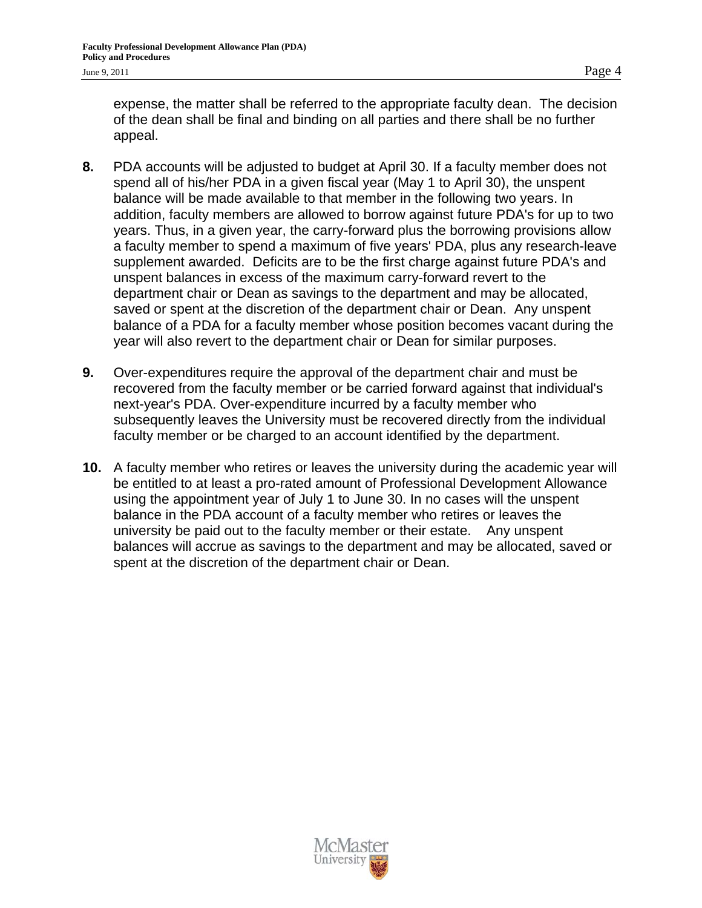expense, the matter shall be referred to the appropriate faculty dean. The decision of the dean shall be final and binding on all parties and there shall be no further appeal.

**8.** PDA accounts will be adjusted to budget at April 30. If a faculty member does not spend all of his/her PDA in a given fiscal year (May 1 to April 30), the unspent balance will be made available to that member in the following two years. In addition, faculty members are allowed to borrow against future PDA's for up to two years. Thus, in a given year, the carry-forward plus the borrowing provisions allow a faculty member to spend a maximum of five years' PDA, plus any research-leave supplement awarded. Deficits are to be the first charge against future PDA's and unspent balances in excess of the maximum carry-forward revert to the department chair or Dean as savings to the department and may be allocated, saved or spent at the discretion of the department chair or Dean. Any unspent balance of a PDA for a faculty member whose position becomes vacant during the year will also revert to the department chair or Dean for similar purposes.

**9.** Over-expenditures require the approval of the department chair and must be recovered from the faculty member or be carried forward against that individual's next-year's PDA. Over-expenditure incurred by a faculty member who subsequently leaves the University must be recovered directly from the individual faculty member or be charged to an account identified by the department.

**10.** A faculty member who retires or leaves the university during the academic year will be entitled to at least a pro-rated amount of Professional Development Allowance using the appointment year of July 1 to June 30. In no cases will the unspent balance in the PDA account of a faculty member who retires or leaves the university be paid out to the faculty member or their estate. Any unspent balances will accrue as savings to the department and may be allocated, saved or spent at the discretion of the department chair or Dean.